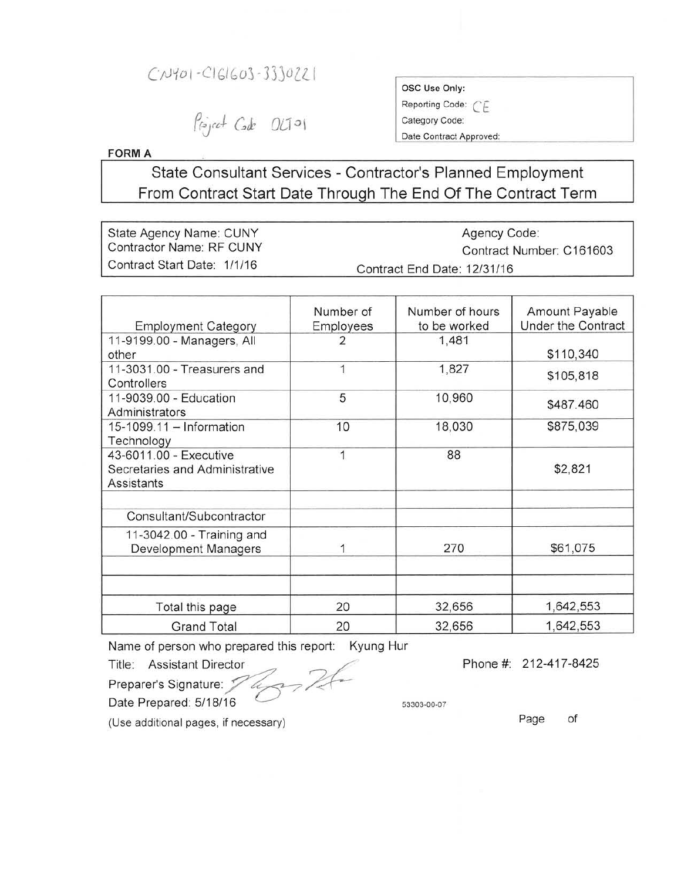CN401-C161603-3330221

Project Code OLT01

| OSC Use Only: |
| --- |
| Reporting Code: CE |
| Category Code: |
| Date Contract Approved: |

**FORM A**

# State Consultant Services - Contractor's Planned Employment From Contract Start Date Through The End Of The Contract Term

| | |
| --- | --- |
| State Agency Name: CUNY | Agency Code: |
| Contractor Name: RF CUNY | Contract Number: C161603 |
| Contract Start Date: 1/1/16 | Contract End Date: 12/31/16 |

| Employment Category | Number of Employees | Number of hours to be worked | Amount Payable Under the Contract |
| --- | --- | --- | --- |
| 11-9199.00 - Managers, All other | 2 | 1,481 | $110,340 |
| 11-3031.00 - Treasurers and Controllers | 1 | 1,827 | $105,818 |
| 11-9039.00 - Education Administrators | 5 | 10,960 | $487.460 |
| 15-1099.11 – Information Technology | 10 | 18,030 | $875,039 |
| 43-6011.00 - Executive Secretaries and Administrative Assistants | 1 | 88 | $2,821 |
| | | | |
| Consultant/Subcontractor | | | |
| 11-3042.00 - Training and Development Managers | 1 | 270 | $61,075 |
| | | | |
| | | | |
| Total this page | 20 | 32,656 | 1,642,553 |
| Grand Total | 20 | 32,656 | 1,642,553 |

Name of person who prepared this report: Kyung Hur

Title: Assistant Director

Phone #: 212-417-8425

Preparer's Signature: [signature]

Date Prepared: 5/18/16

53303-00-07

(Use additional pages, if necessary)

Page of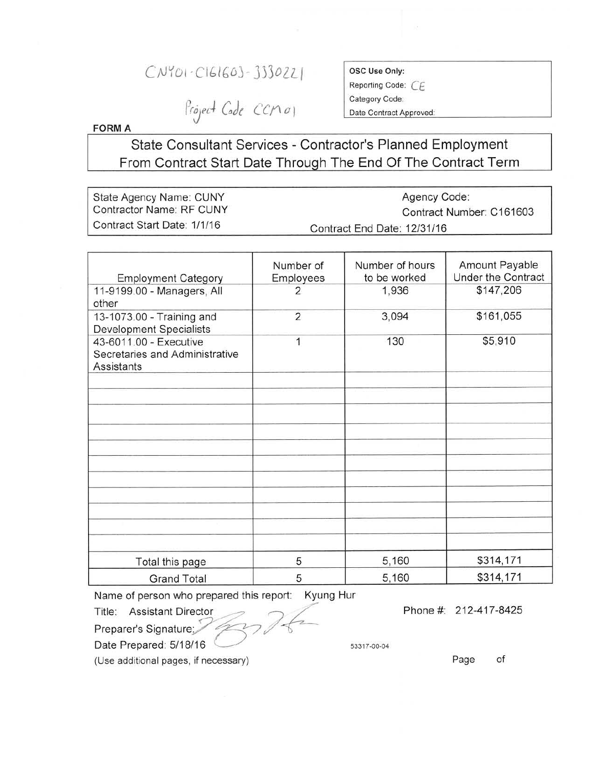CNY01-C161603-3330221

Project Code CCM01

| OSC Use Only: |
|---|
| Reporting Code: CE |
| Category Code: |
| Date Contract Approved: |

**FORM A**

## State Consultant Services - Contractor's Planned Employment From Contract Start Date Through The End Of The Contract Term

State Agency Name: CUNY
Contractor Name: RF CUNY
Contract Start Date: 1/1/16

Agency Code:
Contract Number: C161603
Contract End Date: 12/31/16

| Employment Category | Number of Employees | Number of hours to be worked | Amount Payable Under the Contract |
|---|---|---|---|
| 11-9199.00 - Managers, All other | 2 | 1,936 | $147,206 |
| 13-1073.00 - Training and Development Specialists | 2 | 3,094 | $161,055 |
| 43-6011.00 - Executive Secretaries and Administrative Assistants | 1 | 130 | $5,910 |
| | | | |
| | | | |
| | | | |
| | | | |
| | | | |
| | | | |
| | | | |
| | | | |
| | | | |
| | | | |
| | | | |
| Total this page | 5 | 5,160 | $314,171 |
| Grand Total | 5 | 5,160 | $314,171 |

Name of person who prepared this report: Kyung Hur

Title: Assistant Director

Phone #: 212-417-8425

Preparer's Signature:

Date Prepared: 5/18/16

53317-00-04

(Use additional pages, if necessary)

Page of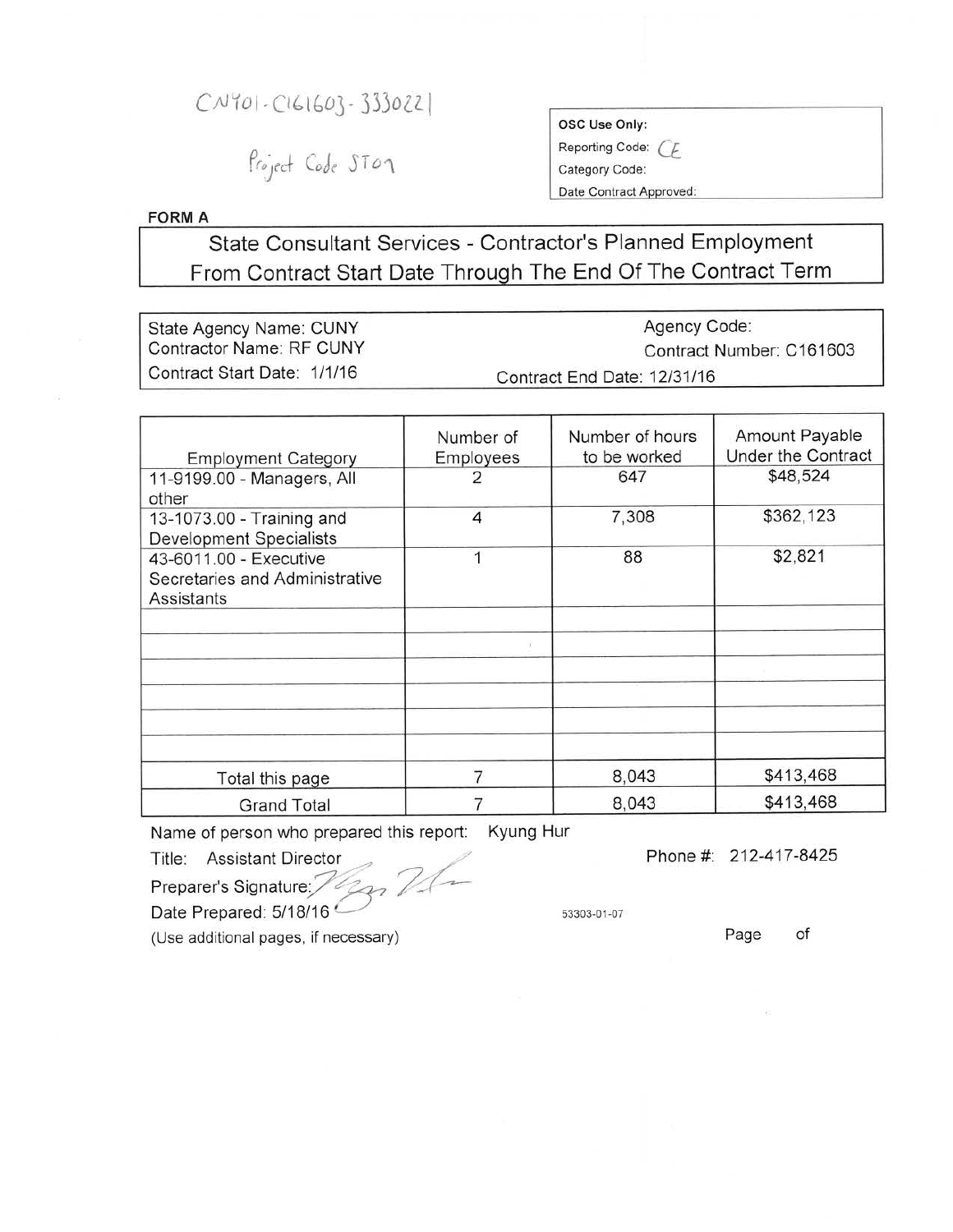CNY01-C161603-3330221

Project Code ST07

**OSC Use Only:**
Reporting Code: CE
Category Code:
Date Contract Approved:

**FORM A**

## State Consultant Services - Contractor's Planned Employment From Contract Start Date Through The End Of The Contract Term

State Agency Name: CUNY
Contractor Name: RF CUNY
Contract Start Date: 1/1/16

Agency Code:
Contract Number: C161603
Contract End Date: 12/31/16

| Employment Category | Number of Employees | Number of hours to be worked | Amount Payable Under the Contract |
|---|---|---|---|
| 11-9199.00 - Managers, All other | 2 | 647 | $48,524 |
| 13-1073.00 - Training and Development Specialists | 4 | 7,308 | $362,123 |
| 43-6011.00 - Executive Secretaries and Administrative Assistants | 1 | 88 | $2,821 |
| | | | |
| | | | |
| | | | |
| | | | |
| | | | |
| | | | |
| Total this page | 7 | 8,043 | $413,468 |
| Grand Total | 7 | 8,043 | $413,468 |

Name of person who prepared this report: Kyung Hur
Title: Assistant Director
Phone #: 212-417-8425
Preparer's Signature:
Date Prepared: 5/18/16

53303-01-07

(Use additional pages, if necessary)

Page of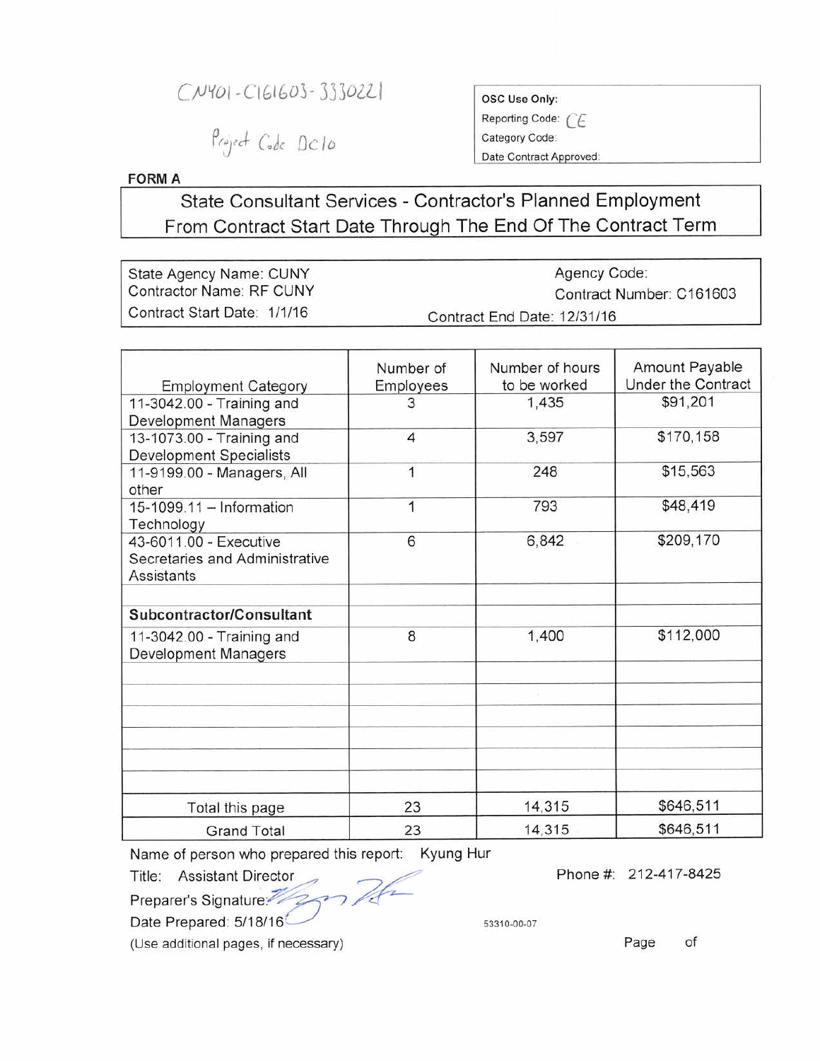CN401-C161603-3330221

Project Code DC10

| OSC Use Only: |
| --- |
| Reporting Code: CE |
| Category Code: |
| Date Contract Approved: |

**FORM A**

## State Consultant Services - Contractor's Planned Employment From Contract Start Date Through The End Of The Contract Term

| | |
| --- | --- |
| State Agency Name: CUNY | Agency Code: |
| Contractor Name: RF CUNY | Contract Number: C161603 |
| Contract Start Date: 1/1/16 | Contract End Date: 12/31/16 |

| Employment Category | Number of Employees | Number of hours to be worked | Amount Payable Under the Contract |
| --- | --- | --- | --- |
| 11-3042.00 - Training and Development Managers | 3 | 1,435 | $91,201 |
| 13-1073.00 - Training and Development Specialists | 4 | 3,597 | $170,158 |
| 11-9199.00 - Managers, All other | 1 | 248 | $15,563 |
| 15-1099.11 – Information Technology | 1 | 793 | $48,419 |
| 43-6011.00 - Executive Secretaries and Administrative Assistants | 6 | 6,842 | $209,170 |
| | | | |
| **Subcontractor/Consultant** | | | |
| 11-3042.00 - Training and Development Managers | 8 | 1,400 | $112,000 |
| | | | |
| | | | |
| | | | |
| | | | |
| | | | |
| | | | |
| Total this page | 23 | 14,315 | $646,511 |
| Grand Total | 23 | 14,315 | $646,511 |

Name of person who prepared this report: Kyung Hur

Title: Assistant Director

Phone #: 212-417-8425

Preparer's Signature:

Date Prepared: 5/18/16

53310-00-07

(Use additional pages, if necessary)

Page of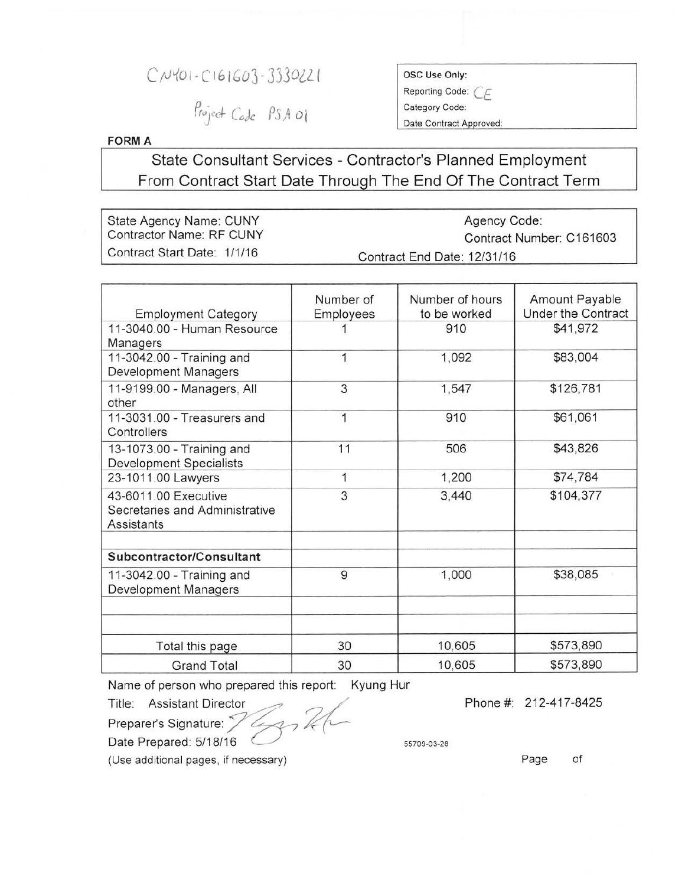CN401-C161603-3330221

Project Code PSA 01

| OSC Use Only: |
|---|
| Reporting Code: CE |
| Category Code: |
| Date Contract Approved: |

**FORM A**

# State Consultant Services - Contractor's Planned Employment From Contract Start Date Through The End Of The Contract Term

| State Agency Name: CUNY | Agency Code: |
|---|---|
| Contractor Name: RF CUNY | Contract Number: C161603 |
| Contract Start Date: 1/1/16 | Contract End Date: 12/31/16 |

| Employment Category | Number of Employees | Number of hours to be worked | Amount Payable Under the Contract |
|---|---|---|---|
| 11-3040.00 - Human Resource Managers | 1 | 910 | $41,972 |
| 11-3042.00 - Training and Development Managers | 1 | 1,092 | $83,004 |
| 11-9199.00 - Managers, All other | 3 | 1,547 | $126,781 |
| 11-3031.00 - Treasurers and Controllers | 1 | 910 | $61,061 |
| 13-1073.00 - Training and Development Specialists | 11 | 506 | $43,826 |
| 23-1011.00 Lawyers | 1 | 1,200 | $74,784 |
| 43-6011.00 Executive Secretaries and Administrative Assistants | 3 | 3,440 | $104,377 |
| | | | |
| **Subcontractor/Consultant** | | | |
| 11-3042.00 - Training and Development Managers | 9 | 1,000 | $38,085 |
| | | | |
| | | | |
| Total this page | 30 | 10,605 | $573,890 |
| Grand Total | 30 | 10,605 | $573,890 |

Name of person who prepared this report: Kyung Hur

Title: Assistant Director

Phone #: 212-417-8425

Preparer's Signature: [signature]

Date Prepared: 5/18/16

55709-03-28

(Use additional pages, if necessary)

Page of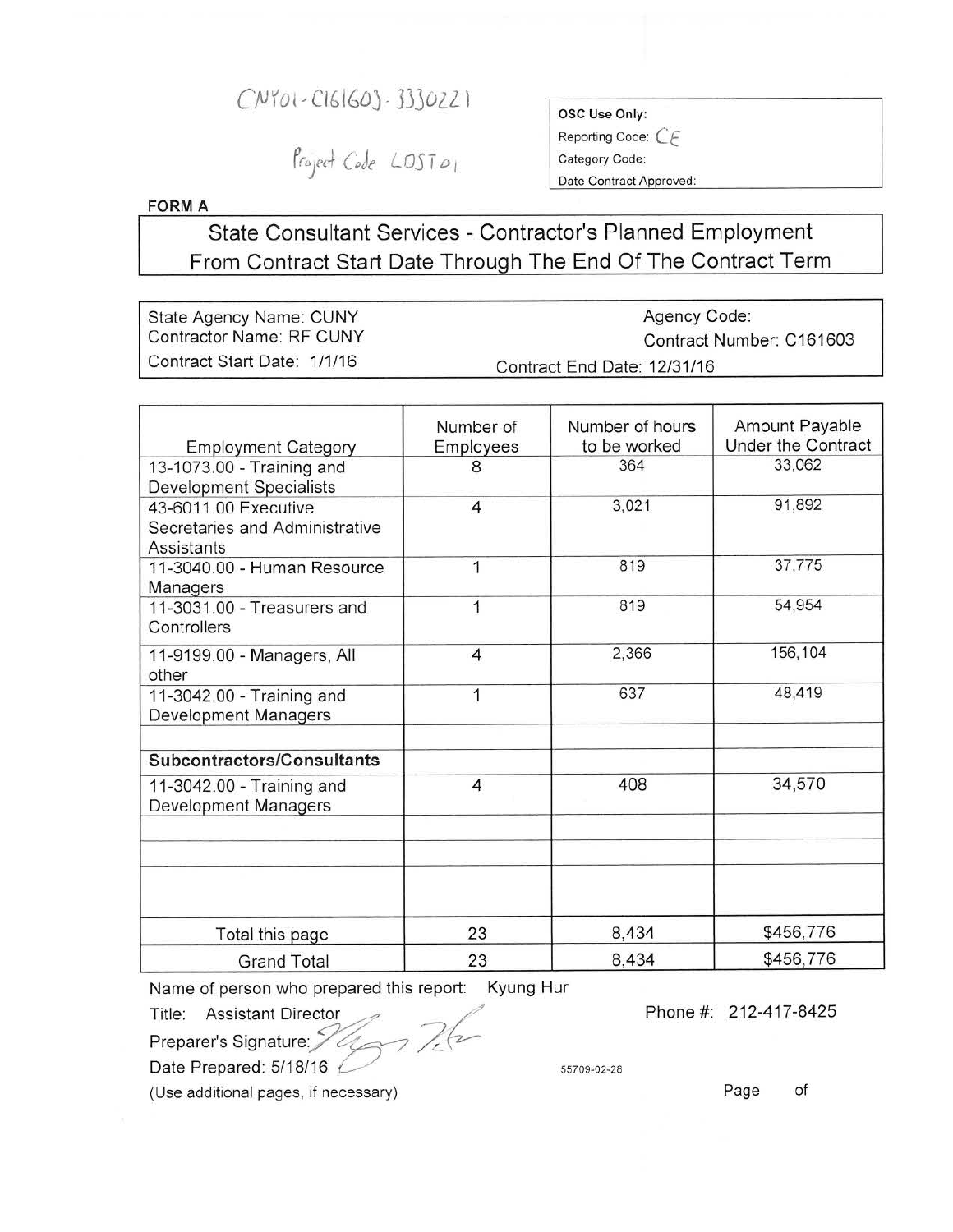CNY01-C161603-3330221

Project Code LOST01

**OSC Use Only:**
Reporting Code: CE
Category Code:
Date Contract Approved:

**FORM A**

# State Consultant Services - Contractor's Planned Employment From Contract Start Date Through The End Of The Contract Term

State Agency Name: CUNY
Contractor Name: RF CUNY
Contract Start Date: 1/1/16

Agency Code:
Contract Number: C161603
Contract End Date: 12/31/16

| Employment Category | Number of Employees | Number of hours to be worked | Amount Payable Under the Contract |
|---|---|---|---|
| 13-1073.00 - Training and Development Specialists | 8 | 364 | 33,062 |
| 43-6011.00 Executive Secretaries and Administrative Assistants | 4 | 3,021 | 91,892 |
| 11-3040.00 - Human Resource Managers | 1 | 819 | 37,775 |
| 11-3031.00 - Treasurers and Controllers | 1 | 819 | 54,954 |
| 11-9199.00 - Managers, All other | 4 | 2,366 | 156,104 |
| 11-3042.00 - Training and Development Managers | 1 | 637 | 48,419 |
| | | | |
| **Subcontractors/Consultants** | | | |
| 11-3042.00 - Training and Development Managers | 4 | 408 | 34,570 |
| | | | |
| | | | |
| | | | |
| Total this page | 23 | 8,434 | $456,776 |
| Grand Total | 23 | 8,434 | $456,776 |

Name of person who prepared this report: Kyung Hur
Title: Assistant Director
Phone #: 212-417-8425
Preparer's Signature: [signature]
Date Prepared: 5/18/16

55709-02-26

(Use additional pages, if necessary)

Page of